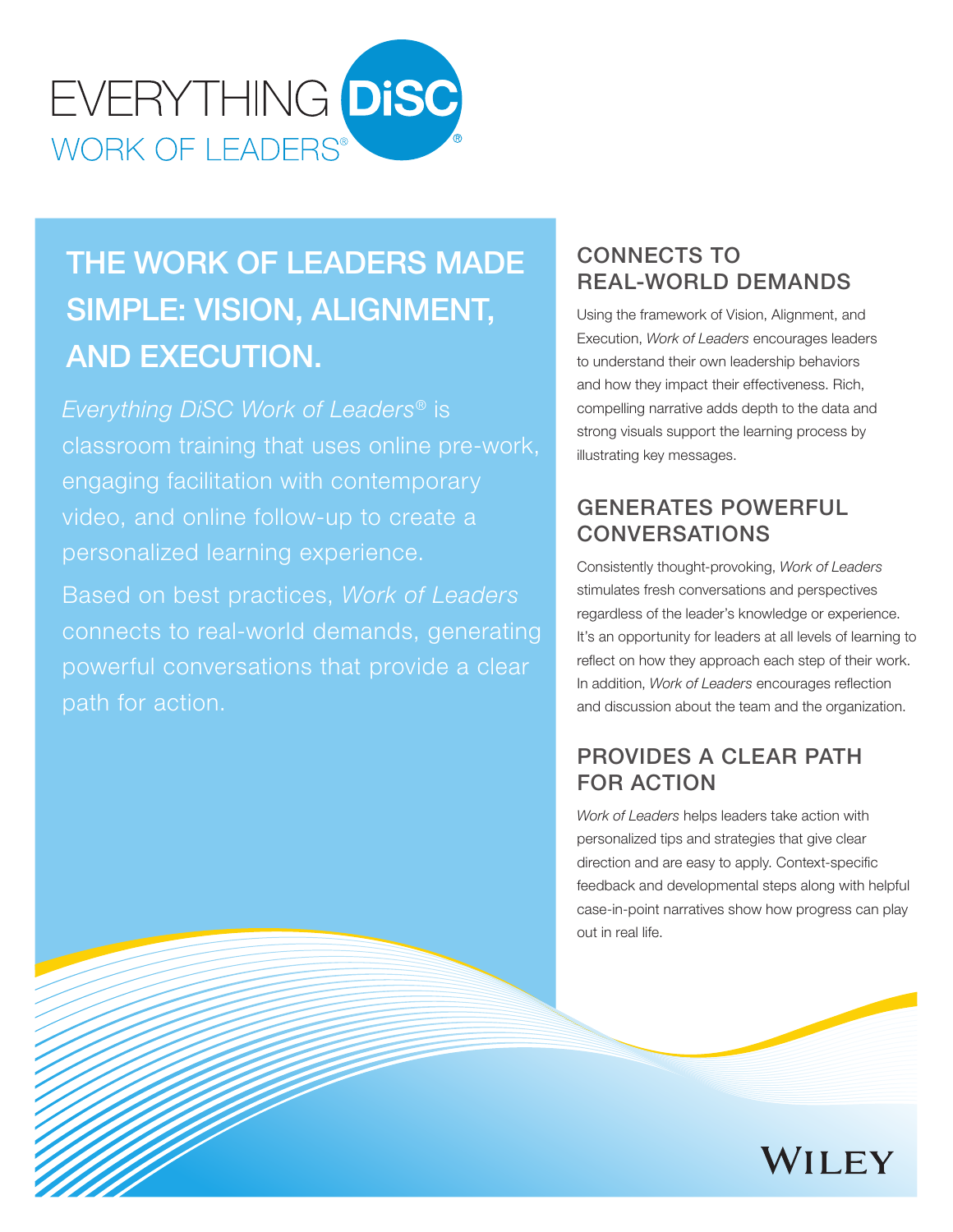# EVERYTHING DiSC® WORK OF LEADERS®

## THE WORK OF LEADERS MADE SIMPLE: VISION, ALIGNMENT, AND EXECUTION.

*Everything DiSC Work of Leaders®* is classroom training that uses online pre-work, engaging facilitation with contemporary video, and online follow-up to create a personalized learning experience.

Based on best practices, *Work of Leaders* connects to real-world demands, generating powerful conversations that provide a clear path for action.

### CONNECTS TO REAL-WORLD DEMANDS

Using the framework of Vision, Alignment, and Execution, *Work of Leaders* encourages leaders to understand their own leadership behaviors and how they impact their effectiveness. Rich, compelling narrative adds depth to the data and strong visuals support the learning process by illustrating key messages.

### GENERATES POWERFUL CONVERSATIONS

Consistently thought-provoking, *Work of Leaders* stimulates fresh conversations and perspectives regardless of the leader's knowledge or experience. It's an opportunity for leaders at all levels of learning to reflect on how they approach each step of their work. In addition, *Work of Leaders* encourages reflection and discussion about the team and the organization.

### PROVIDES A CLEAR PATH FOR ACTION

*Work of Leaders* helps leaders take action with personalized tips and strategies that give clear direction and are easy to apply. Context-specific feedback and developmental steps along with helpful case-in-point narratives show how progress can play out in real life.

WILEY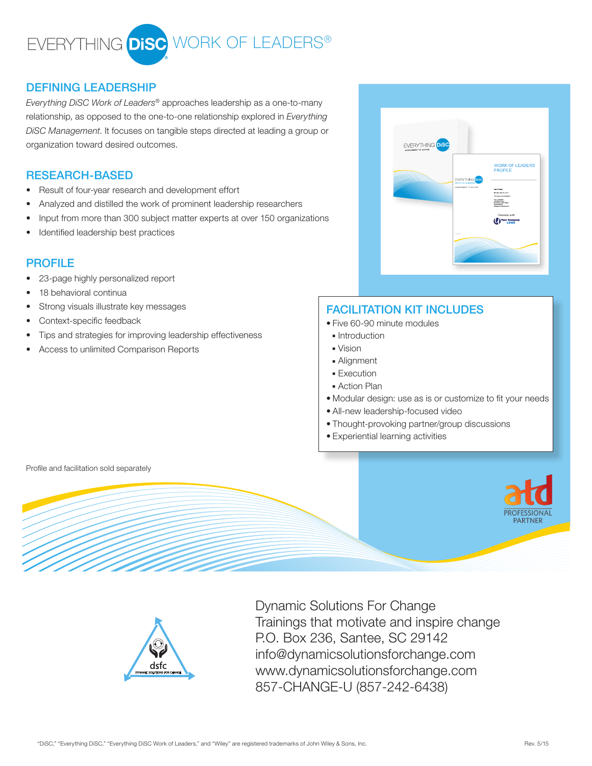# EVERYTHING DiSC WORK OF LEADERS®

## DEFINING LEADERSHIP

*Everything DiSC Work of Leaders®* approaches leadership as a one-to-many relationship, as opposed to the one-to-one relationship explored in *Everything DiSC Management*. It focuses on tangible steps directed at leading a group or organization toward desired outcomes.

## RESEARCH-BASED

- Result of four-year research and development effort
- Analyzed and distilled the work of prominent leadership researchers
- Input from more than 300 subject matter experts at over 150 organizations
- Identified leadership best practices

## PROFILE

- 23-page highly personalized report
- 18 behavioral continua
- Strong visuals illustrate key messages
- Context-specific feedback
- Tips and strategies for improving leadership effectiveness
- Access to unlimited Comparison Reports

## FACILITATION KIT INCLUDES

- Five 60-90 minute modules
  - Introduction
  - Vision
  - Alignment
  - Execution
  - Action Plan
- Modular design: use as is or customize to fit your needs
- All-new leadership-focused video
- Thought-provoking partner/group discussions
- Experiential learning activities

Profile and facilitation sold separately

atd PROFESSIONAL PARTNER

dsfc DYNAMIC SOLUTIONS FOR CHANGE

Dynamic Solutions For Change
Trainings that motivate and inspire change
P.O. Box 236, Santee, SC 29142
info@dynamicsolutionsforchange.com
www.dynamicsolutionsforchange.com
857-CHANGE-U (857-242-6438)

"DiSC," "Everything DiSC," "Everything DiSC Work of Leaders," and "Wiley" are registered trademarks of John Wiley & Sons, Inc.

Rev. 5/15